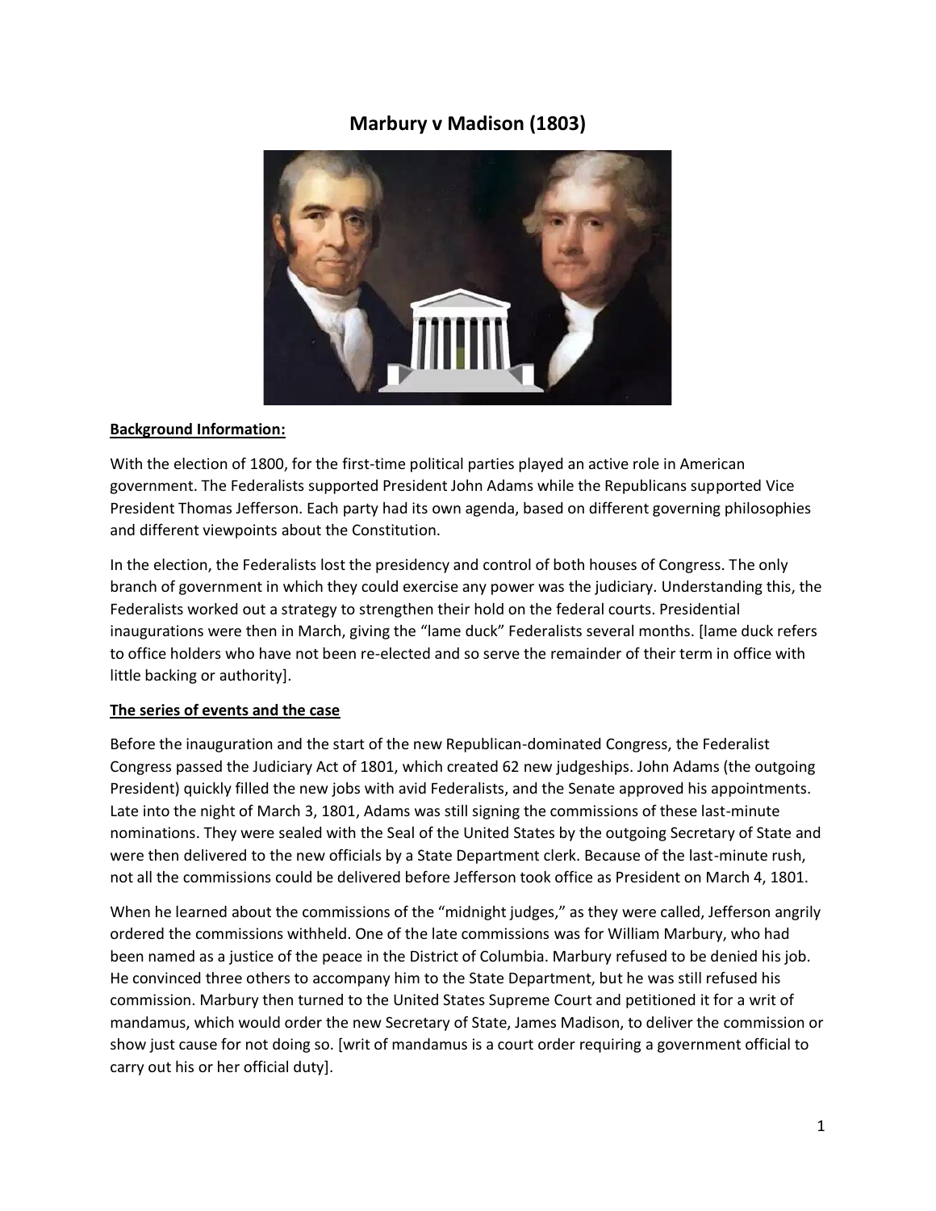# Marbury v Madison (1803)

**Background Information:**

With the election of 1800, for the first-time political parties played an active role in American government. The Federalists supported President John Adams while the Republicans supported Vice President Thomas Jefferson. Each party had its own agenda, based on different governing philosophies and different viewpoints about the Constitution.

In the election, the Federalists lost the presidency and control of both houses of Congress. The only branch of government in which they could exercise any power was the judiciary. Understanding this, the Federalists worked out a strategy to strengthen their hold on the federal courts. Presidential inaugurations were then in March, giving the "lame duck" Federalists several months. [lame duck refers to office holders who have not been re-elected and so serve the remainder of their term in office with little backing or authority].

**The series of events and the case**

Before the inauguration and the start of the new Republican-dominated Congress, the Federalist Congress passed the Judiciary Act of 1801, which created 62 new judgeships. John Adams (the outgoing President) quickly filled the new jobs with avid Federalists, and the Senate approved his appointments. Late into the night of March 3, 1801, Adams was still signing the commissions of these last-minute nominations. They were sealed with the Seal of the United States by the outgoing Secretary of State and were then delivered to the new officials by a State Department clerk. Because of the last-minute rush, not all the commissions could be delivered before Jefferson took office as President on March 4, 1801.

When he learned about the commissions of the "midnight judges," as they were called, Jefferson angrily ordered the commissions withheld. One of the late commissions was for William Marbury, who had been named as a justice of the peace in the District of Columbia. Marbury refused to be denied his job. He convinced three others to accompany him to the State Department, but he was still refused his commission. Marbury then turned to the United States Supreme Court and petitioned it for a writ of mandamus, which would order the new Secretary of State, James Madison, to deliver the commission or show just cause for not doing so. [writ of mandamus is a court order requiring a government official to carry out his or her official duty].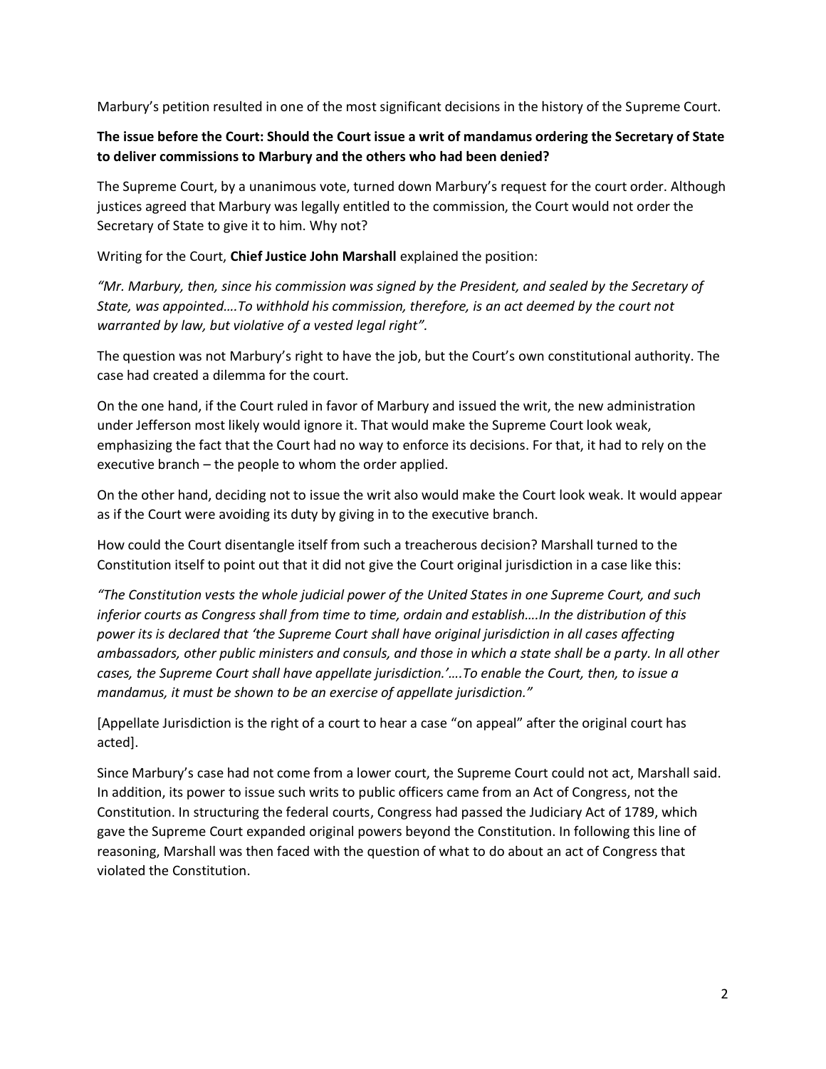Marbury's petition resulted in one of the most significant decisions in the history of the Supreme Court.

**The issue before the Court: Should the Court issue a writ of mandamus ordering the Secretary of State to deliver commissions to Marbury and the others who had been denied?**

The Supreme Court, by a unanimous vote, turned down Marbury's request for the court order. Although justices agreed that Marbury was legally entitled to the commission, the Court would not order the Secretary of State to give it to him. Why not?

Writing for the Court, **Chief Justice John Marshall** explained the position:

*"Mr. Marbury, then, since his commission was signed by the President, and sealed by the Secretary of State, was appointed….To withhold his commission, therefore, is an act deemed by the court not warranted by law, but violative of a vested legal right".*

The question was not Marbury's right to have the job, but the Court's own constitutional authority. The case had created a dilemma for the court.

On the one hand, if the Court ruled in favor of Marbury and issued the writ, the new administration under Jefferson most likely would ignore it. That would make the Supreme Court look weak, emphasizing the fact that the Court had no way to enforce its decisions. For that, it had to rely on the executive branch – the people to whom the order applied.

On the other hand, deciding not to issue the writ also would make the Court look weak. It would appear as if the Court were avoiding its duty by giving in to the executive branch.

How could the Court disentangle itself from such a treacherous decision? Marshall turned to the Constitution itself to point out that it did not give the Court original jurisdiction in a case like this:

*"The Constitution vests the whole judicial power of the United States in one Supreme Court, and such inferior courts as Congress shall from time to time, ordain and establish….In the distribution of this power its is declared that 'the Supreme Court shall have original jurisdiction in all cases affecting ambassadors, other public ministers and consuls, and those in which a state shall be a party. In all other cases, the Supreme Court shall have appellate jurisdiction.'….To enable the Court, then, to issue a mandamus, it must be shown to be an exercise of appellate jurisdiction."*

[Appellate Jurisdiction is the right of a court to hear a case "on appeal" after the original court has acted].

Since Marbury's case had not come from a lower court, the Supreme Court could not act, Marshall said. In addition, its power to issue such writs to public officers came from an Act of Congress, not the Constitution. In structuring the federal courts, Congress had passed the Judiciary Act of 1789, which gave the Supreme Court expanded original powers beyond the Constitution. In following this line of reasoning, Marshall was then faced with the question of what to do about an act of Congress that violated the Constitution.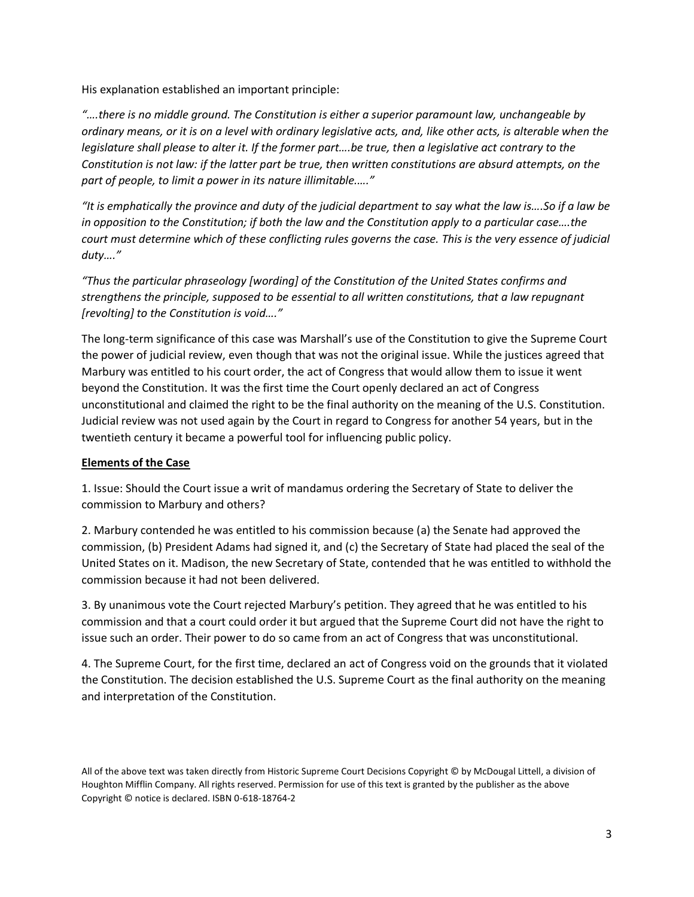His explanation established an important principle:

*"….there is no middle ground. The Constitution is either a superior paramount law, unchangeable by ordinary means, or it is on a level with ordinary legislative acts, and, like other acts, is alterable when the legislature shall please to alter it. If the former part….be true, then a legislative act contrary to the Constitution is not law: if the latter part be true, then written constitutions are absurd attempts, on the part of people, to limit a power in its nature illimitable….."*

*"It is emphatically the province and duty of the judicial department to say what the law is….So if a law be in opposition to the Constitution; if both the law and the Constitution apply to a particular case….the court must determine which of these conflicting rules governs the case. This is the very essence of judicial duty…."*

*"Thus the particular phraseology [wording] of the Constitution of the United States confirms and strengthens the principle, supposed to be essential to all written constitutions, that a law repugnant [revolting] to the Constitution is void…."*

The long-term significance of this case was Marshall's use of the Constitution to give the Supreme Court the power of judicial review, even though that was not the original issue. While the justices agreed that Marbury was entitled to his court order, the act of Congress that would allow them to issue it went beyond the Constitution. It was the first time the Court openly declared an act of Congress unconstitutional and claimed the right to be the final authority on the meaning of the U.S. Constitution. Judicial review was not used again by the Court in regard to Congress for another 54 years, but in the twentieth century it became a powerful tool for influencing public policy.

**Elements of the Case**

1. Issue: Should the Court issue a writ of mandamus ordering the Secretary of State to deliver the commission to Marbury and others?

2. Marbury contended he was entitled to his commission because (a) the Senate had approved the commission, (b) President Adams had signed it, and (c) the Secretary of State had placed the seal of the United States on it. Madison, the new Secretary of State, contended that he was entitled to withhold the commission because it had not been delivered.

3. By unanimous vote the Court rejected Marbury's petition. They agreed that he was entitled to his commission and that a court could order it but argued that the Supreme Court did not have the right to issue such an order. Their power to do so came from an act of Congress that was unconstitutional.

4. The Supreme Court, for the first time, declared an act of Congress void on the grounds that it violated the Constitution. The decision established the U.S. Supreme Court as the final authority on the meaning and interpretation of the Constitution.

All of the above text was taken directly from Historic Supreme Court Decisions Copyright © by McDougal Littell, a division of Houghton Mifflin Company. All rights reserved. Permission for use of this text is granted by the publisher as the above Copyright © notice is declared. ISBN 0-618-18764-2